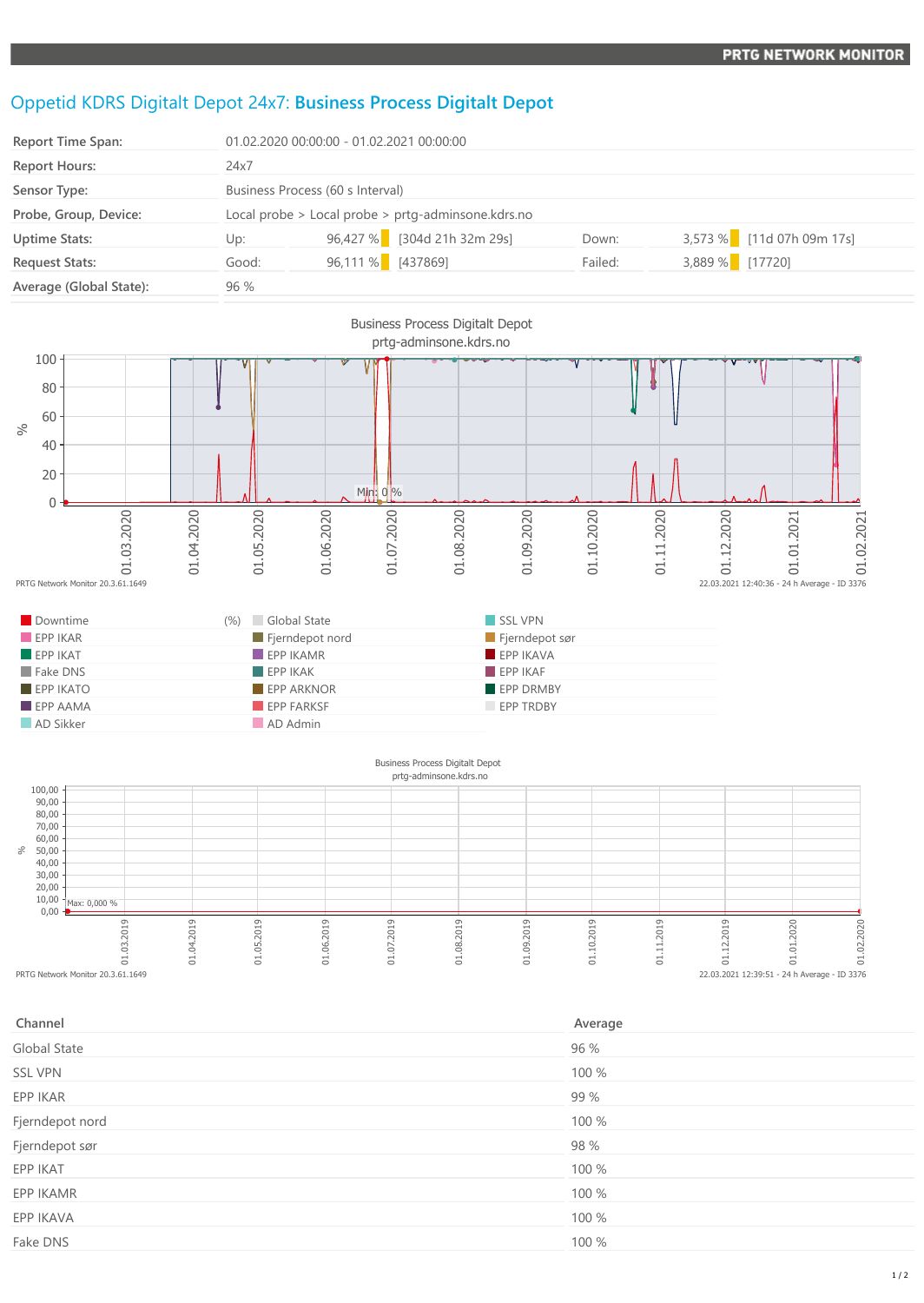PRTG NETWORK MONITOR

# Oppetid KDRS Digitalt Depot 24x7: **Business Process Digitalt Depot**

| | | | | | | |
|---|---|---|---|---|---|---|
| Report Time Span: | 01.02.2020 00:00:00 - 01.02.2021 00:00:00 | | | | | |
| Report Hours: | 24x7 | | | | | |
| Sensor Type: | Business Process (60 s Interval) | | | | | |
| Probe, Group, Device: | Local probe > Local probe > prtg-adminsone.kdrs.no | | | | | |
| Uptime Stats: | Up: | 96,427 % | [304d 21h 32m 29s] | Down: | 3,573 % | [11d 07h 09m 17s] |
| Request Stats: | Good: | 96,111 % | [437869] | Failed: | 3,889 % | [17720] |
| Average (Global State): | 96 % | | | | | |

Business Process Digitalt Depot
prtg-adminsone.kdrs.no

Min: 0 %

PRTG Network Monitor 20.3.61.1649 — 22.03.2021 12:40:36 - 24 h Average - ID 3376

| | | |
|---|---|---|
| Downtime (%) | Global State | SSL VPN |
| EPP IKAR | Fjerndepot nord | Fjerndepot sør |
| EPP IKAT | EPP IKAMR | EPP IKAVA |
| Fake DNS | EPP IKAK | EPP IKAF |
| EPP IKATO | EPP ARKNOR | EPP DRMBY |
| EPP AAMA | EPP FARKSF | EPP TRDBY |
| AD Sikker | AD Admin | |

Business Process Digitalt Depot
prtg-adminsone.kdrs.no

Max: 0,000 %

PRTG Network Monitor 20.3.61.1649 — 22.03.2021 12:39:51 - 24 h Average - ID 3376

| Channel | Average |
|---|---|
| Global State | 96 % |
| SSL VPN | 100 % |
| EPP IKAR | 99 % |
| Fjerndepot nord | 100 % |
| Fjerndepot sør | 98 % |
| EPP IKAT | 100 % |
| EPP IKAMR | 100 % |
| EPP IKAVA | 100 % |
| Fake DNS | 100 % |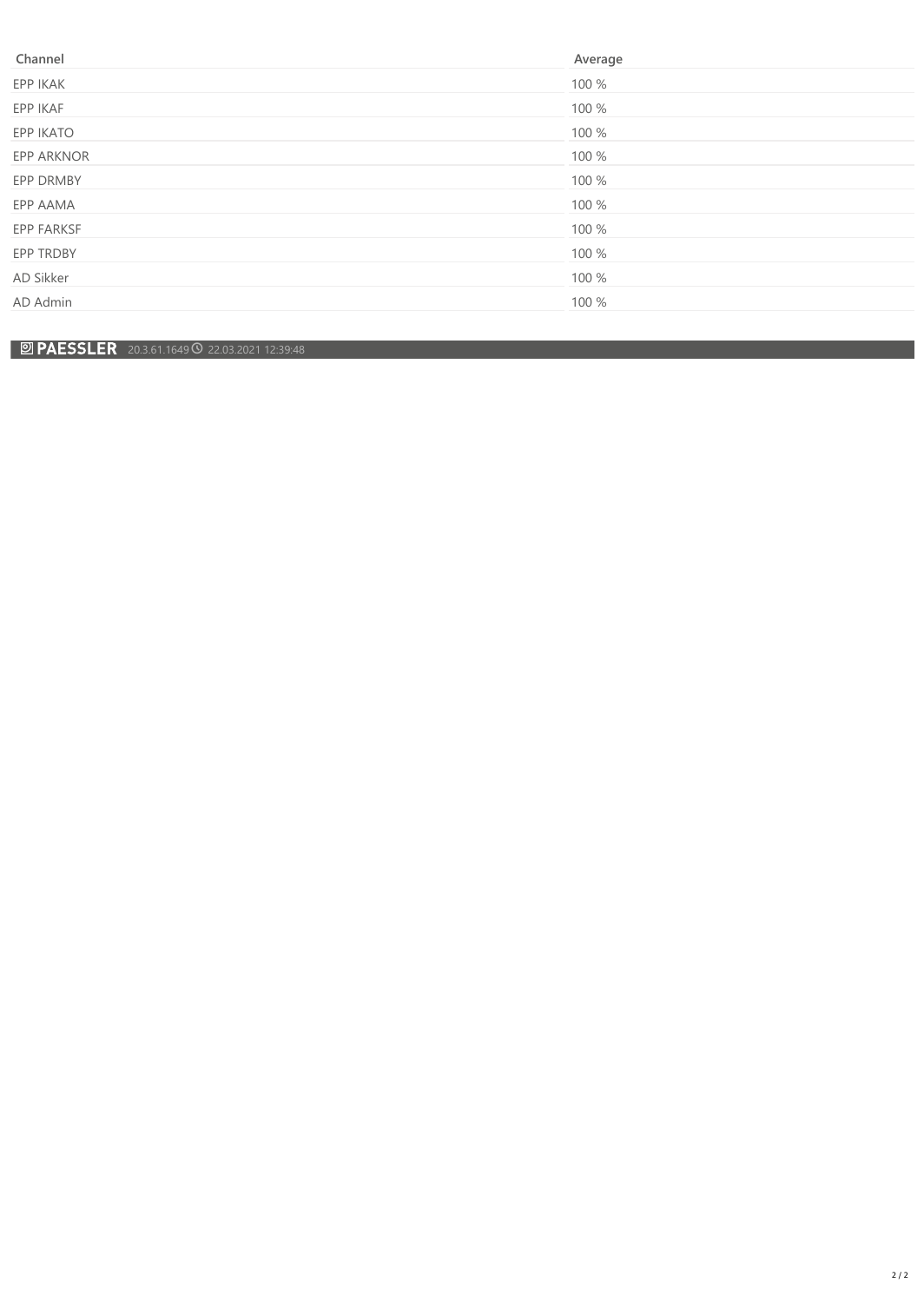| Channel | Average |
| --- | --- |
| EPP IKAK | 100 % |
| EPP IKAF | 100 % |
| EPP IKATO | 100 % |
| EPP ARKNOR | 100 % |
| EPP DRMBY | 100 % |
| EPP AAMA | 100 % |
| EPP FARKSF | 100 % |
| EPP TRDBY | 100 % |
| AD Sikker | 100 % |
| AD Admin | 100 % |

PAESSLER 20.3.61.1649 22.03.2021 12:39:48